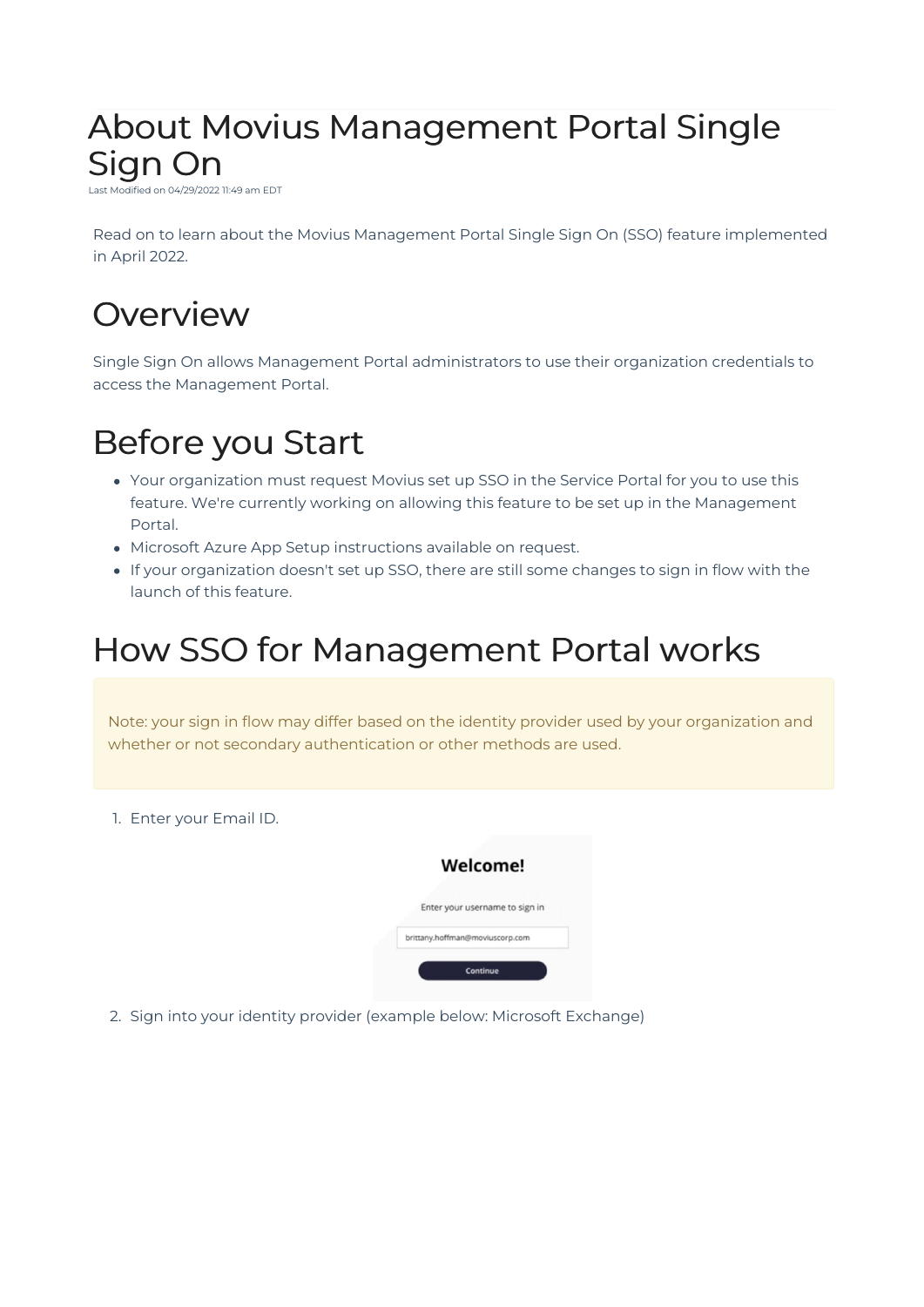# About Movius Management Portal Single Sign On

Last Modified on 04/29/2022 11:49 am EDT

Read on to learn about the Movius Management Portal Single Sign On (SSO) feature implemented in April 2022.

## Overview

Single Sign On allows Management Portal administrators to use their organization credentials to access the Management Portal.

## Before you Start

- Your organization must request Movius set up SSO in the Service Portal for you to use this feature. We're currently working on allowing this feature to be set up in the Management Portal.
- Microsoft Azure App Setup instructions available on request.
- If your organization doesn't set up SSO, there are still some changes to sign in flow with the launch of this feature.

## How SSO for Management Portal works

> Note: your sign in flow may differ based on the identity provider used by your organization and whether or not secondary authentication or other methods are used.

1. Enter your Email ID.

2. Sign into your identity provider (example below: Microsoft Exchange)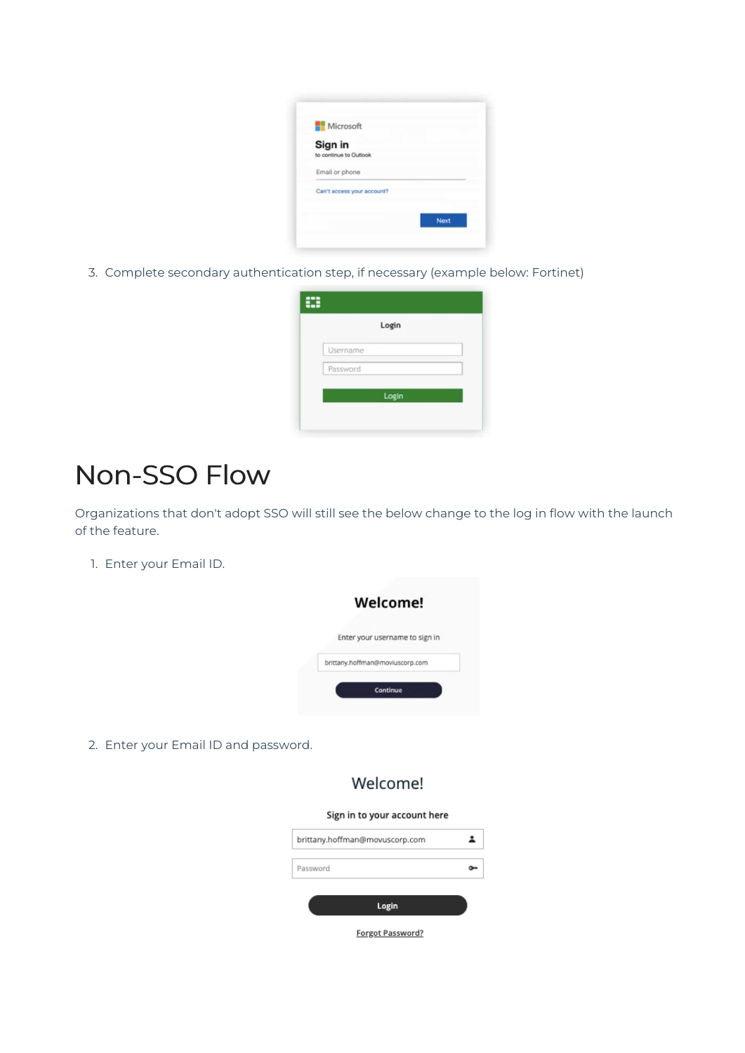3. Complete secondary authentication step, if necessary (example below: Fortinet)

# Non-SSO Flow

Organizations that don't adopt SSO will still see the below change to the log in flow with the launch of the feature.

1. Enter your Email ID.

2. Enter your Email ID and password.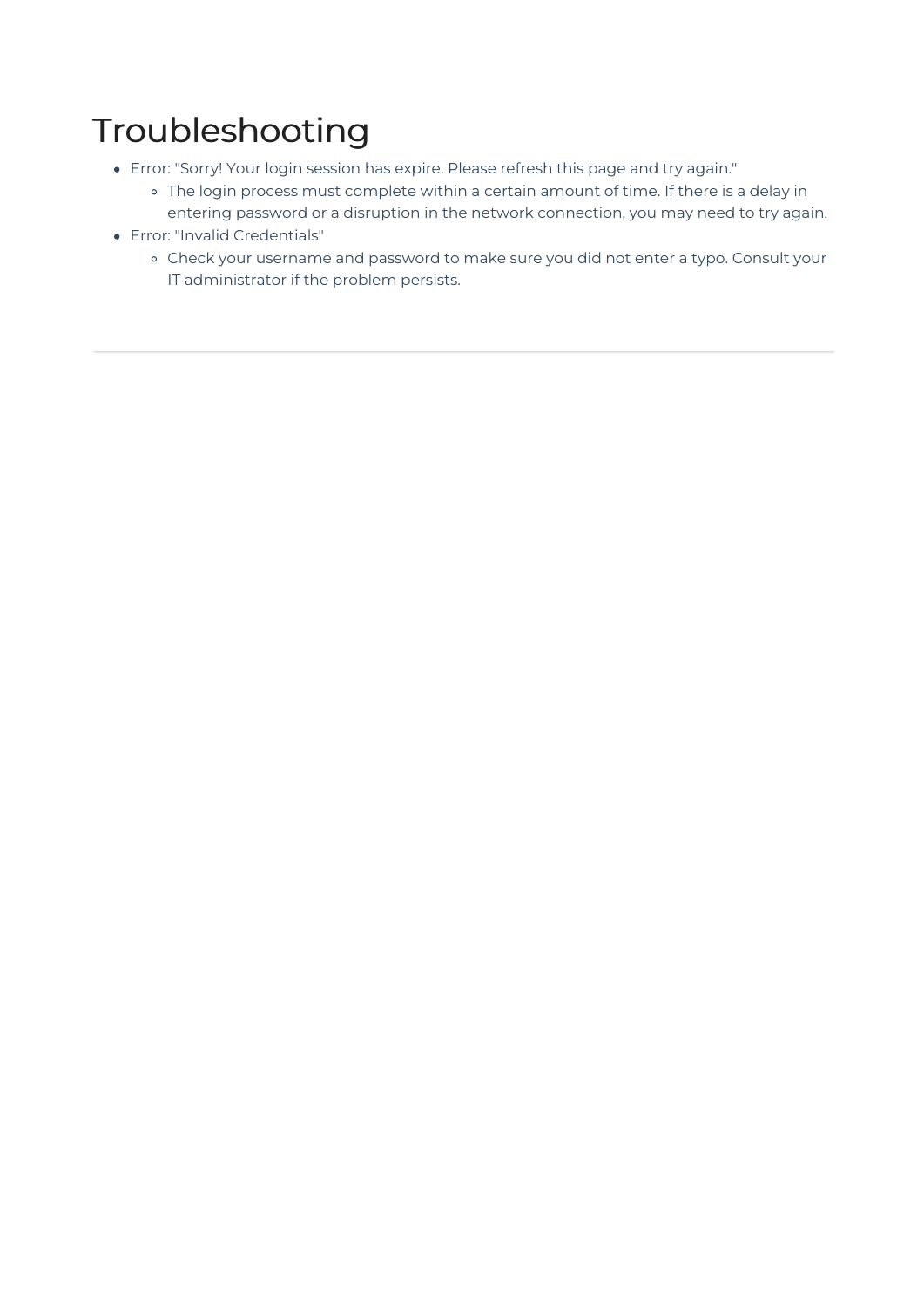# Troubleshooting

- Error: "Sorry! Your login session has expire. Please refresh this page and try again."
  - The login process must complete within a certain amount of time. If there is a delay in entering password or a disruption in the network connection, you may need to try again.
- Error: "Invalid Credentials"
  - Check your username and password to make sure you did not enter a typo. Consult your IT administrator if the problem persists.

---